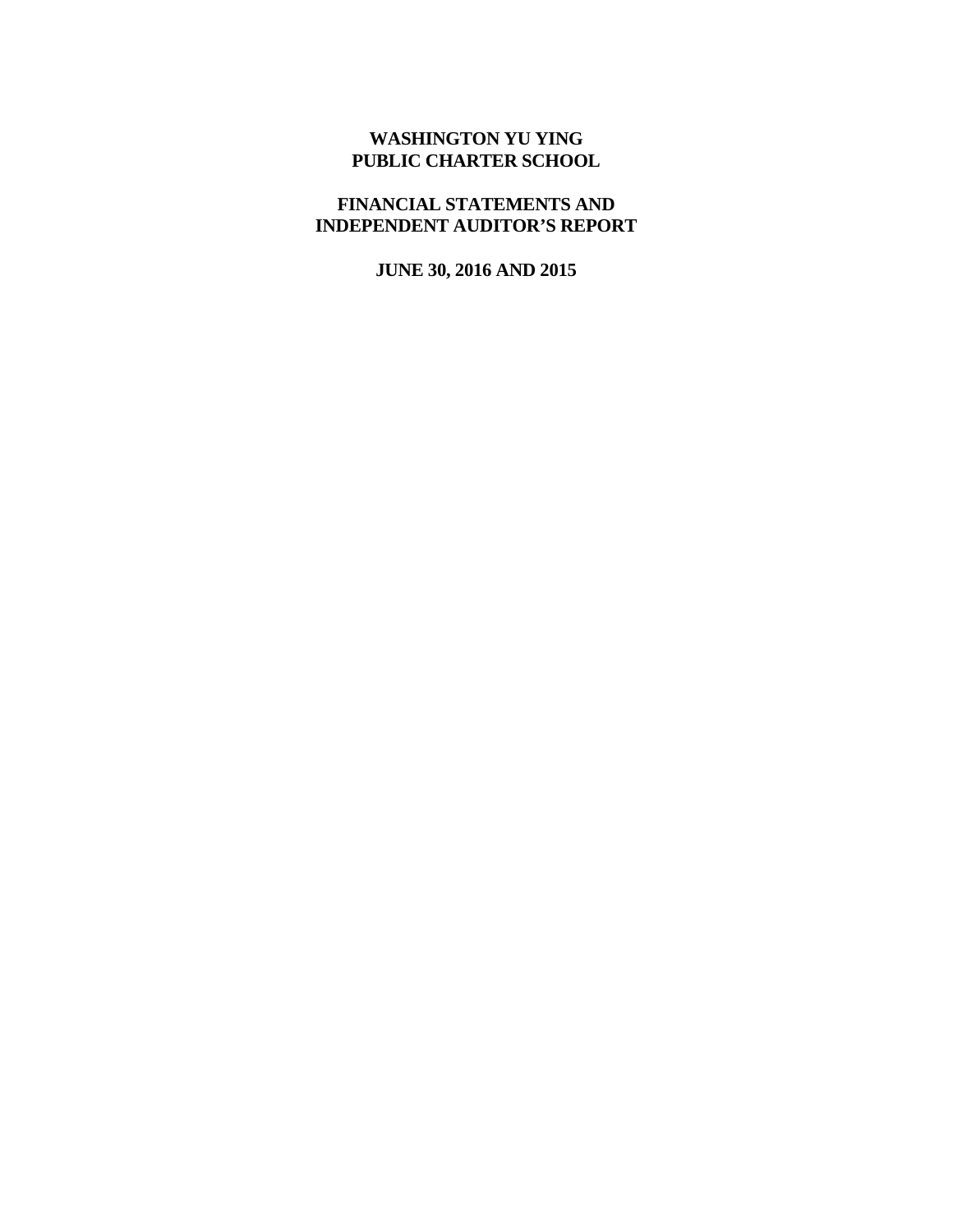# WASHINGTON YU YING PUBLIC CHARTER SCHOOL

## FINANCIAL STATEMENTS AND INDEPENDENT AUDITOR'S REPORT

### JUNE 30, 2016 AND 2015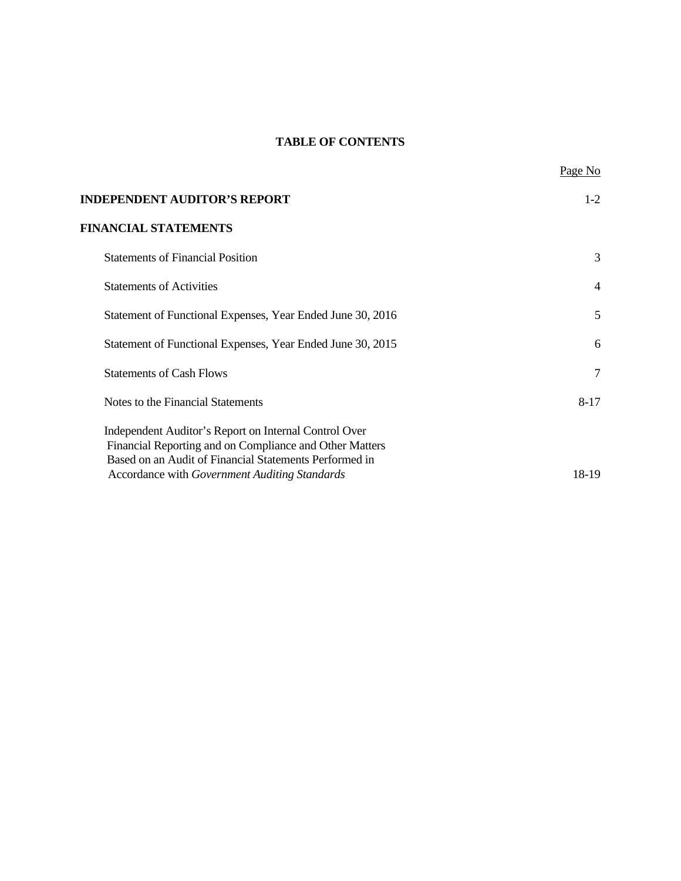# TABLE OF CONTENTS

| | Page No |
|---|---|
| **INDEPENDENT AUDITOR'S REPORT** | 1-2 |
| **FINANCIAL STATEMENTS** | |
| Statements of Financial Position | 3 |
| Statements of Activities | 4 |
| Statement of Functional Expenses, Year Ended June 30, 2016 | 5 |
| Statement of Functional Expenses, Year Ended June 30, 2015 | 6 |
| Statements of Cash Flows | 7 |
| Notes to the Financial Statements | 8-17 |
| Independent Auditor's Report on Internal Control Over Financial Reporting and on Compliance and Other Matters Based on an Audit of Financial Statements Performed in Accordance with *Government Auditing Standards* | 18-19 |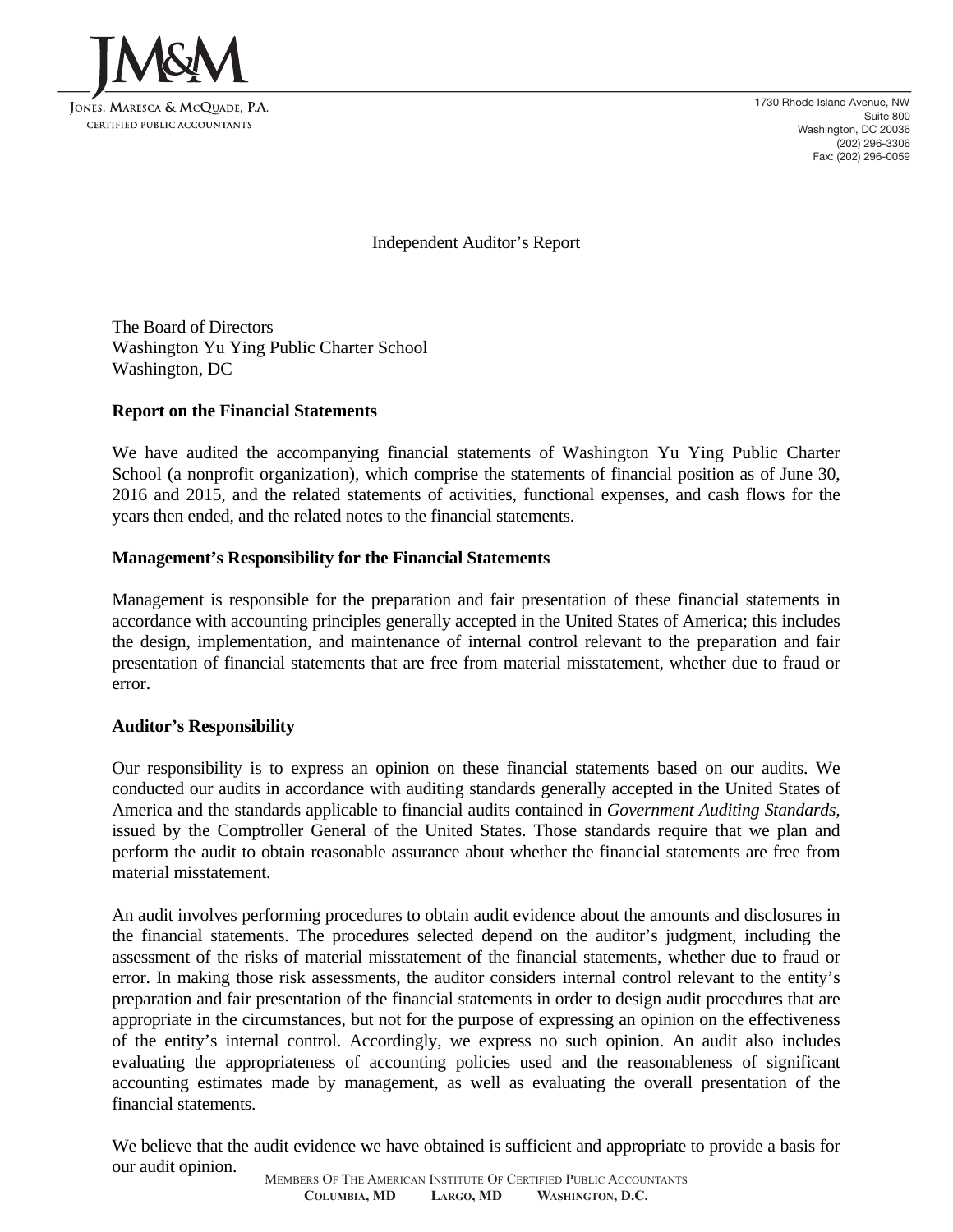JM&M

JONES, MARESCA & MCQUADE, P.A.
CERTIFIED PUBLIC ACCOUNTANTS

1730 Rhode Island Avenue, NW
Suite 800
Washington, DC 20036
(202) 296-3306
Fax: (202) 296-0059

# Independent Auditor's Report

The Board of Directors
Washington Yu Ying Public Charter School
Washington, DC

**Report on the Financial Statements**

We have audited the accompanying financial statements of Washington Yu Ying Public Charter School (a nonprofit organization), which comprise the statements of financial position as of June 30, 2016 and 2015, and the related statements of activities, functional expenses, and cash flows for the years then ended, and the related notes to the financial statements.

**Management's Responsibility for the Financial Statements**

Management is responsible for the preparation and fair presentation of these financial statements in accordance with accounting principles generally accepted in the United States of America; this includes the design, implementation, and maintenance of internal control relevant to the preparation and fair presentation of financial statements that are free from material misstatement, whether due to fraud or error.

**Auditor's Responsibility**

Our responsibility is to express an opinion on these financial statements based on our audits. We conducted our audits in accordance with auditing standards generally accepted in the United States of America and the standards applicable to financial audits contained in *Government Auditing Standards*, issued by the Comptroller General of the United States. Those standards require that we plan and perform the audit to obtain reasonable assurance about whether the financial statements are free from material misstatement.

An audit involves performing procedures to obtain audit evidence about the amounts and disclosures in the financial statements. The procedures selected depend on the auditor's judgment, including the assessment of the risks of material misstatement of the financial statements, whether due to fraud or error. In making those risk assessments, the auditor considers internal control relevant to the entity's preparation and fair presentation of the financial statements in order to design audit procedures that are appropriate in the circumstances, but not for the purpose of expressing an opinion on the effectiveness of the entity's internal control. Accordingly, we express no such opinion. An audit also includes evaluating the appropriateness of accounting policies used and the reasonableness of significant accounting estimates made by management, as well as evaluating the overall presentation of the financial statements.

We believe that the audit evidence we have obtained is sufficient and appropriate to provide a basis for our audit opinion.

MEMBERS OF THE AMERICAN INSTITUTE OF CERTIFIED PUBLIC ACCOUNTANTS
**COLUMBIA, MD LARGO, MD WASHINGTON, D.C.**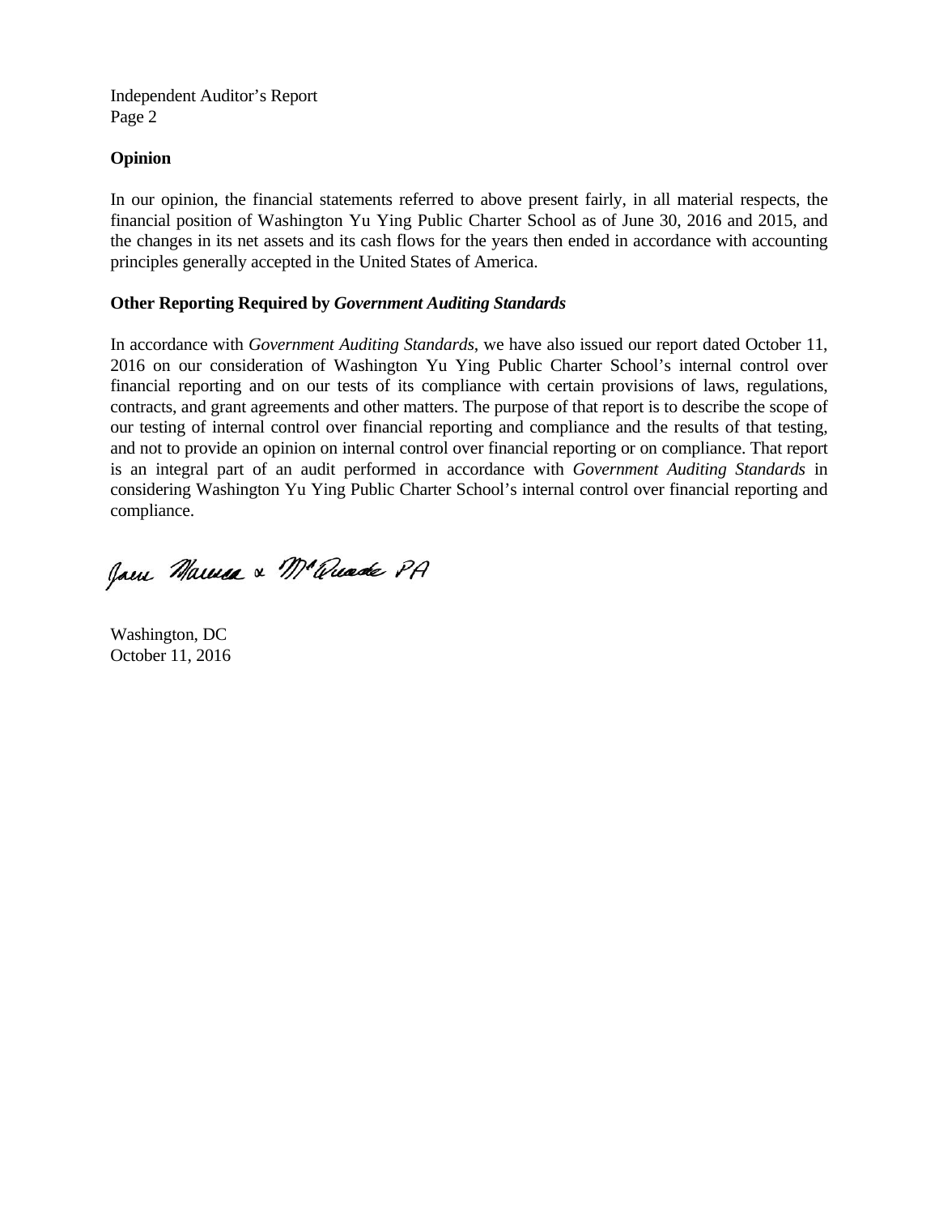Independent Auditor's Report
Page 2

**Opinion**

In our opinion, the financial statements referred to above present fairly, in all material respects, the financial position of Washington Yu Ying Public Charter School as of June 30, 2016 and 2015, and the changes in its net assets and its cash flows for the years then ended in accordance with accounting principles generally accepted in the United States of America.

**Other Reporting Required by *Government Auditing Standards***

In accordance with *Government Auditing Standards*, we have also issued our report dated October 11, 2016 on our consideration of Washington Yu Ying Public Charter School's internal control over financial reporting and on our tests of its compliance with certain provisions of laws, regulations, contracts, and grant agreements and other matters. The purpose of that report is to describe the scope of our testing of internal control over financial reporting and compliance and the results of that testing, and not to provide an opinion on internal control over financial reporting or on compliance. That report is an integral part of an audit performed in accordance with *Government Auditing Standards* in considering Washington Yu Ying Public Charter School's internal control over financial reporting and compliance.

Kendall, Prebola & McQuade PA

Washington, DC
October 11, 2016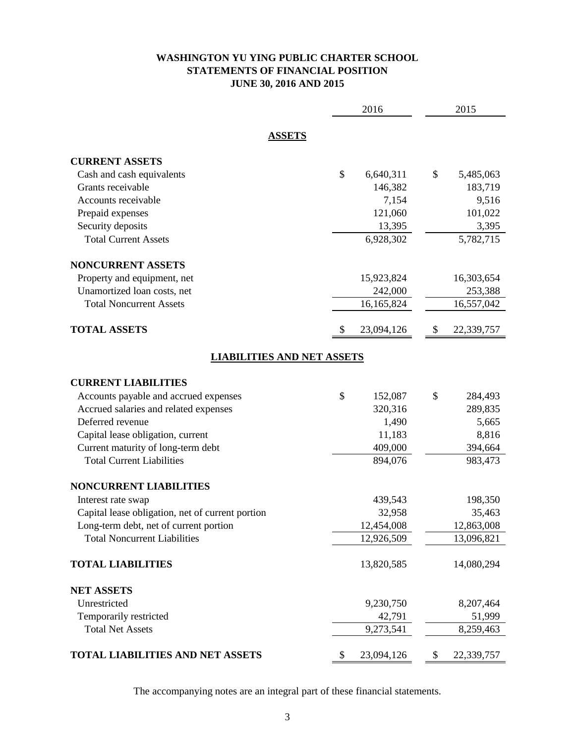# WASHINGTON YU YING PUBLIC CHARTER SCHOOL
## STATEMENTS OF FINANCIAL POSITION
## JUNE 30, 2016 AND 2015

| | 2016 | 2015 |
|---|---|---|
| **ASSETS** | | |
| **CURRENT ASSETS** | | |
| Cash and cash equivalents | $ 6,640,311 | $ 5,485,063 |
| Grants receivable | 146,382 | 183,719 |
| Accounts receivable | 7,154 | 9,516 |
| Prepaid expenses | 121,060 | 101,022 |
| Security deposits | 13,395 | 3,395 |
| Total Current Assets | 6,928,302 | 5,782,715 |
| **NONCURRENT ASSETS** | | |
| Property and equipment, net | 15,923,824 | 16,303,654 |
| Unamortized loan costs, net | 242,000 | 253,388 |
| Total Noncurrent Assets | 16,165,824 | 16,557,042 |
| **TOTAL ASSETS** | $ 23,094,126 | $ 22,339,757 |
| **LIABILITIES AND NET ASSETS** | | |
| **CURRENT LIABILITIES** | | |
| Accounts payable and accrued expenses | $ 152,087 | $ 284,493 |
| Accrued salaries and related expenses | 320,316 | 289,835 |
| Deferred revenue | 1,490 | 5,665 |
| Capital lease obligation, current | 11,183 | 8,816 |
| Current maturity of long-term debt | 409,000 | 394,664 |
| Total Current Liabilities | 894,076 | 983,473 |
| **NONCURRENT LIABILITIES** | | |
| Interest rate swap | 439,543 | 198,350 |
| Capital lease obligation, net of current portion | 32,958 | 35,463 |
| Long-term debt, net of current portion | 12,454,008 | 12,863,008 |
| Total Noncurrent Liabilities | 12,926,509 | 13,096,821 |
| **TOTAL LIABILITIES** | 13,820,585 | 14,080,294 |
| **NET ASSETS** | | |
| Unrestricted | 9,230,750 | 8,207,464 |
| Temporarily restricted | 42,791 | 51,999 |
| Total Net Assets | 9,273,541 | 8,259,463 |
| **TOTAL LIABILITIES AND NET ASSETS** | $ 23,094,126 | $ 22,339,757 |

The accompanying notes are an integral part of these financial statements.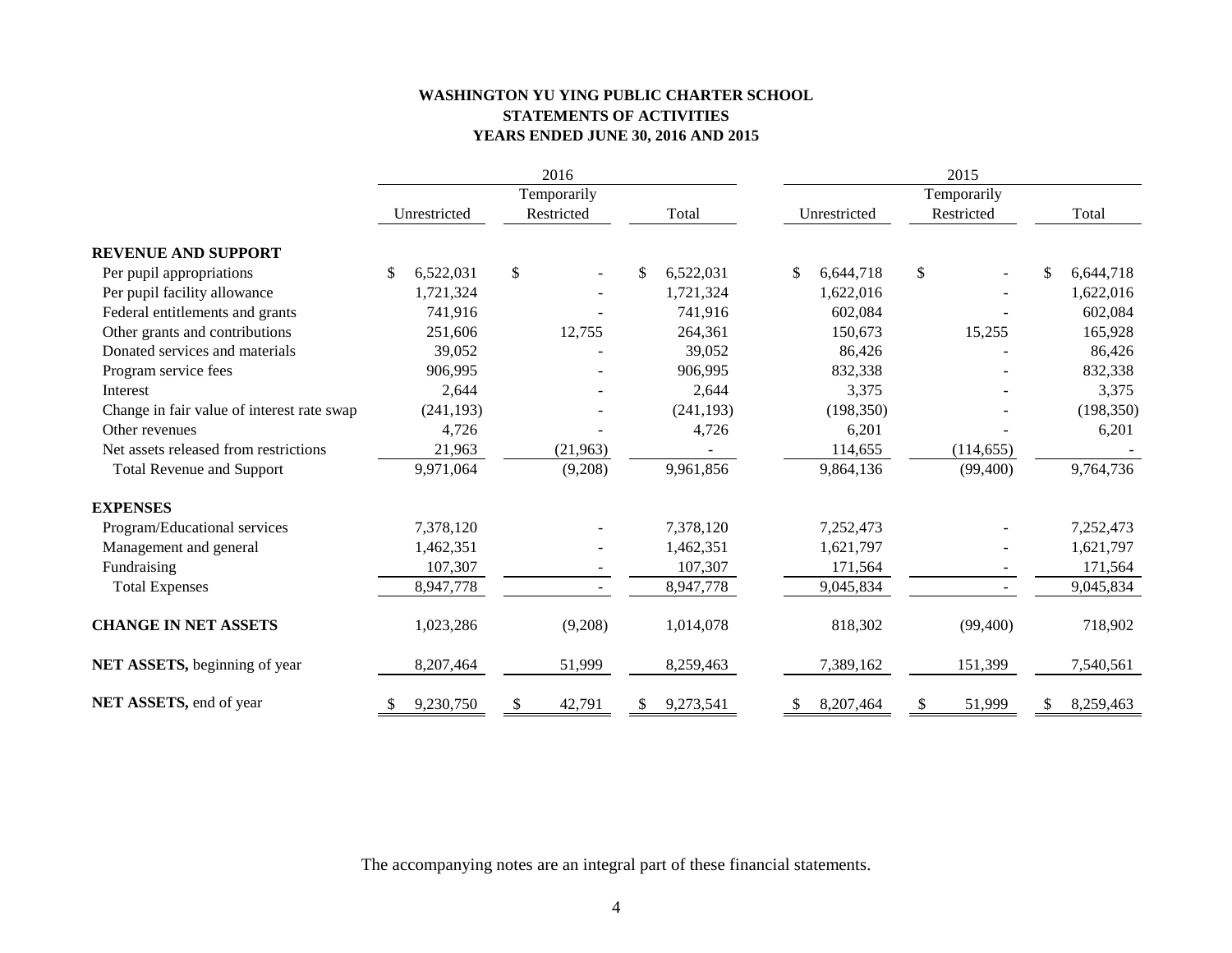**WASHINGTON YU YING PUBLIC CHARTER SCHOOL**
**STATEMENTS OF ACTIVITIES**
**YEARS ENDED JUNE 30, 2016 AND 2015**

| | 2016 | | | 2015 | | |
|---|---|---|---|---|---|---|
| | Unrestricted | Temporarily Restricted | Total | Unrestricted | Temporarily Restricted | Total |
| **REVENUE AND SUPPORT** | | | | | | |
| Per pupil appropriations | $ 6,522,031 | $ - | $ 6,522,031 | $ 6,644,718 | $ - | $ 6,644,718 |
| Per pupil facility allowance | 1,721,324 | - | 1,721,324 | 1,622,016 | - | 1,622,016 |
| Federal entitlements and grants | 741,916 | - | 741,916 | 602,084 | - | 602,084 |
| Other grants and contributions | 251,606 | 12,755 | 264,361 | 150,673 | 15,255 | 165,928 |
| Donated services and materials | 39,052 | - | 39,052 | 86,426 | - | 86,426 |
| Program service fees | 906,995 | - | 906,995 | 832,338 | - | 832,338 |
| Interest | 2,644 | - | 2,644 | 3,375 | - | 3,375 |
| Change in fair value of interest rate swap | (241,193) | - | (241,193) | (198,350) | - | (198,350) |
| Other revenues | 4,726 | - | 4,726 | 6,201 | - | 6,201 |
| Net assets released from restrictions | 21,963 | (21,963) | - | 114,655 | (114,655) | - |
| Total Revenue and Support | 9,971,064 | (9,208) | 9,961,856 | 9,864,136 | (99,400) | 9,764,736 |
| **EXPENSES** | | | | | | |
| Program/Educational services | 7,378,120 | - | 7,378,120 | 7,252,473 | - | 7,252,473 |
| Management and general | 1,462,351 | - | 1,462,351 | 1,621,797 | - | 1,621,797 |
| Fundraising | 107,307 | - | 107,307 | 171,564 | - | 171,564 |
| Total Expenses | 8,947,778 | - | 8,947,778 | 9,045,834 | - | 9,045,834 |
| **CHANGE IN NET ASSETS** | 1,023,286 | (9,208) | 1,014,078 | 818,302 | (99,400) | 718,902 |
| **NET ASSETS,** beginning of year | 8,207,464 | 51,999 | 8,259,463 | 7,389,162 | 151,399 | 7,540,561 |
| **NET ASSETS,** end of year | $ 9,230,750 | $ 42,791 | $ 9,273,541 | $ 8,207,464 | $ 51,999 | $ 8,259,463 |

The accompanying notes are an integral part of these financial statements.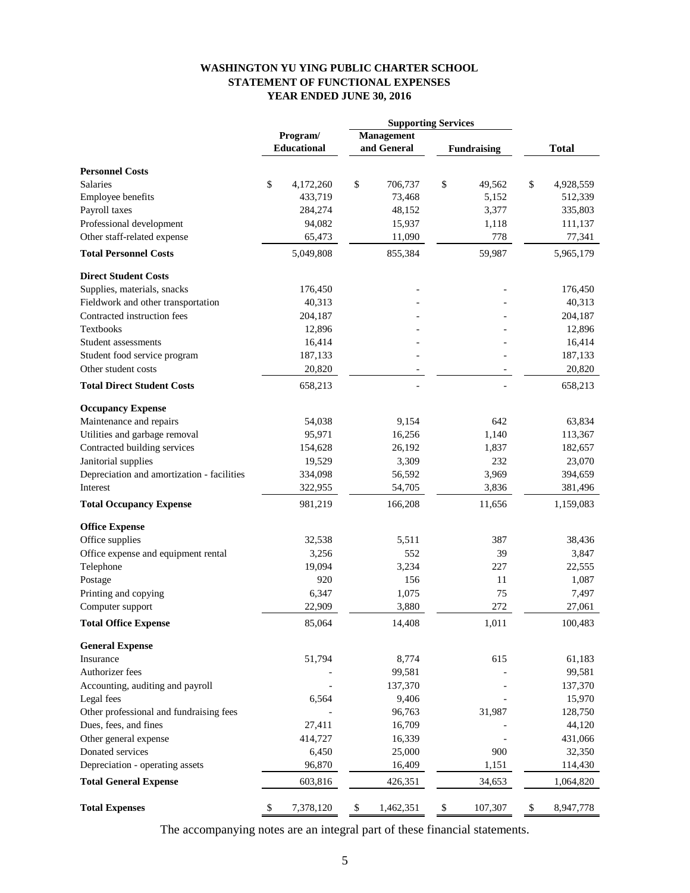# WASHINGTON YU YING PUBLIC CHARTER SCHOOL
## STATEMENT OF FUNCTIONAL EXPENSES
### YEAR ENDED JUNE 30, 2016

| | Program/ Educational | Supporting Services | | Total |
|---|---|---|---|---|
| | | Management and General | Fundraising | |
| **Personnel Costs** | | | | |
| Salaries | $ 4,172,260 | $ 706,737 | $ 49,562 | $ 4,928,559 |
| Employee benefits | 433,719 | 73,468 | 5,152 | 512,339 |
| Payroll taxes | 284,274 | 48,152 | 3,377 | 335,803 |
| Professional development | 94,082 | 15,937 | 1,118 | 111,137 |
| Other staff-related expense | 65,473 | 11,090 | 778 | 77,341 |
| **Total Personnel Costs** | 5,049,808 | 855,384 | 59,987 | 5,965,179 |
| **Direct Student Costs** | | | | |
| Supplies, materials, snacks | 176,450 | - | - | 176,450 |
| Fieldwork and other transportation | 40,313 | - | - | 40,313 |
| Contracted instruction fees | 204,187 | - | - | 204,187 |
| Textbooks | 12,896 | - | - | 12,896 |
| Student assessments | 16,414 | - | - | 16,414 |
| Student food service program | 187,133 | - | - | 187,133 |
| Other student costs | 20,820 | - | - | 20,820 |
| **Total Direct Student Costs** | 658,213 | - | - | 658,213 |
| **Occupancy Expense** | | | | |
| Maintenance and repairs | 54,038 | 9,154 | 642 | 63,834 |
| Utilities and garbage removal | 95,971 | 16,256 | 1,140 | 113,367 |
| Contracted building services | 154,628 | 26,192 | 1,837 | 182,657 |
| Janitorial supplies | 19,529 | 3,309 | 232 | 23,070 |
| Depreciation and amortization - facilities | 334,098 | 56,592 | 3,969 | 394,659 |
| Interest | 322,955 | 54,705 | 3,836 | 381,496 |
| **Total Occupancy Expense** | 981,219 | 166,208 | 11,656 | 1,159,083 |
| **Office Expense** | | | | |
| Office supplies | 32,538 | 5,511 | 387 | 38,436 |
| Office expense and equipment rental | 3,256 | 552 | 39 | 3,847 |
| Telephone | 19,094 | 3,234 | 227 | 22,555 |
| Postage | 920 | 156 | 11 | 1,087 |
| Printing and copying | 6,347 | 1,075 | 75 | 7,497 |
| Computer support | 22,909 | 3,880 | 272 | 27,061 |
| **Total Office Expense** | 85,064 | 14,408 | 1,011 | 100,483 |
| **General Expense** | | | | |
| Insurance | 51,794 | 8,774 | 615 | 61,183 |
| Authorizer fees | - | 99,581 | - | 99,581 |
| Accounting, auditing and payroll | - | 137,370 | - | 137,370 |
| Legal fees | 6,564 | 9,406 | - | 15,970 |
| Other professional and fundraising fees | - | 96,763 | 31,987 | 128,750 |
| Dues, fees, and fines | 27,411 | 16,709 | - | 44,120 |
| Other general expense | 414,727 | 16,339 | - | 431,066 |
| Donated services | 6,450 | 25,000 | 900 | 32,350 |
| Depreciation - operating assets | 96,870 | 16,409 | 1,151 | 114,430 |
| **Total General Expense** | 603,816 | 426,351 | 34,653 | 1,064,820 |
| **Total Expenses** | $ 7,378,120 | $ 1,462,351 | $ 107,307 | $ 8,947,778 |

The accompanying notes are an integral part of these financial statements.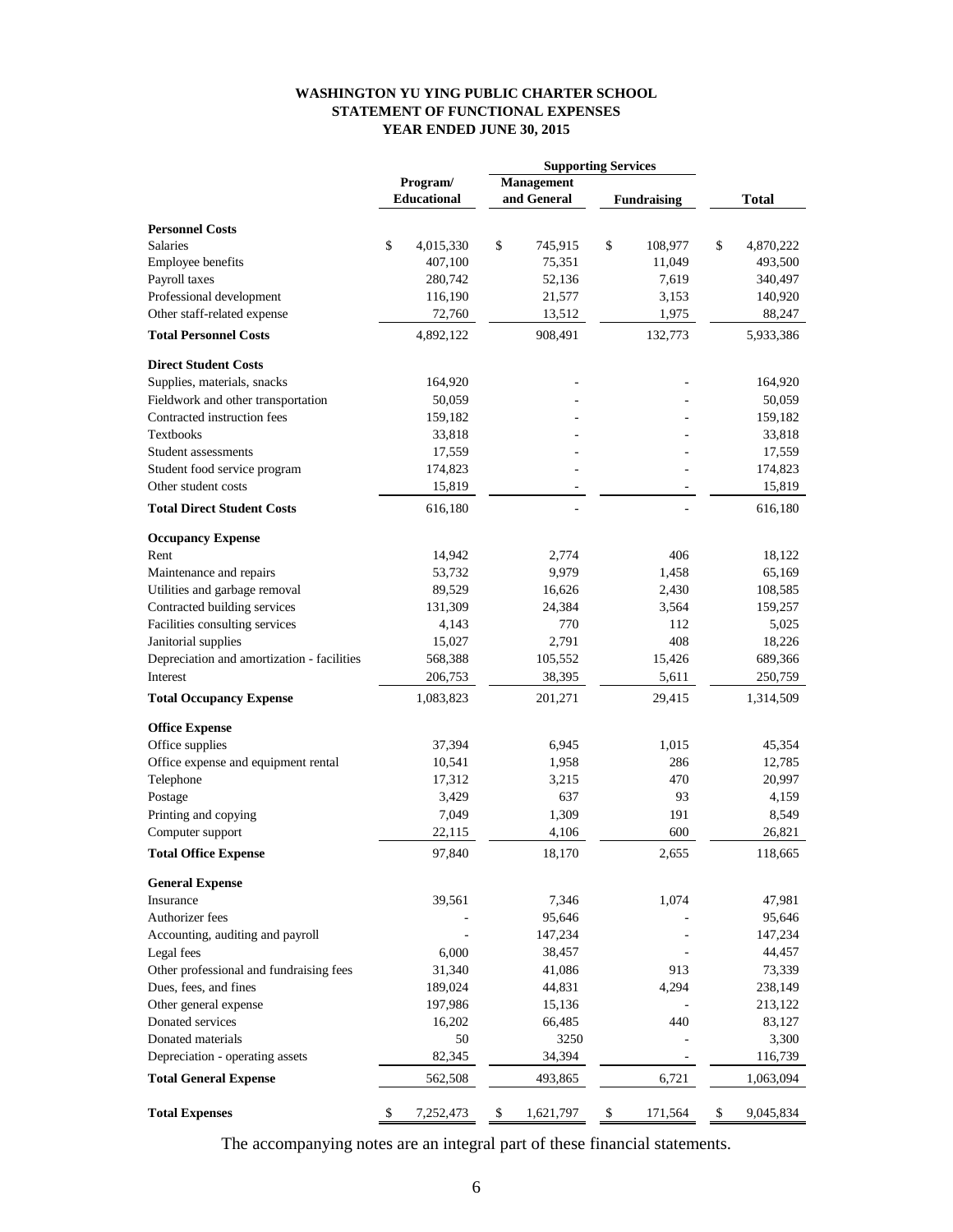**WASHINGTON YU YING PUBLIC CHARTER SCHOOL**
**STATEMENT OF FUNCTIONAL EXPENSES**
**YEAR ENDED JUNE 30, 2015**

| | Program/ Educational | Supporting Services | | Total |
|---|---|---|---|---|
| | | Management and General | Fundraising | |
| **Personnel Costs** | | | | |
| Salaries | $ 4,015,330 | $ 745,915 | $ 108,977 | $ 4,870,222 |
| Employee benefits | 407,100 | 75,351 | 11,049 | 493,500 |
| Payroll taxes | 280,742 | 52,136 | 7,619 | 340,497 |
| Professional development | 116,190 | 21,577 | 3,153 | 140,920 |
| Other staff-related expense | 72,760 | 13,512 | 1,975 | 88,247 |
| **Total Personnel Costs** | 4,892,122 | 908,491 | 132,773 | 5,933,386 |
| **Direct Student Costs** | | | | |
| Supplies, materials, snacks | 164,920 | - | - | 164,920 |
| Fieldwork and other transportation | 50,059 | - | - | 50,059 |
| Contracted instruction fees | 159,182 | - | - | 159,182 |
| Textbooks | 33,818 | - | - | 33,818 |
| Student assessments | 17,559 | - | - | 17,559 |
| Student food service program | 174,823 | - | - | 174,823 |
| Other student costs | 15,819 | - | - | 15,819 |
| **Total Direct Student Costs** | 616,180 | - | - | 616,180 |
| **Occupancy Expense** | | | | |
| Rent | 14,942 | 2,774 | 406 | 18,122 |
| Maintenance and repairs | 53,732 | 9,979 | 1,458 | 65,169 |
| Utilities and garbage removal | 89,529 | 16,626 | 2,430 | 108,585 |
| Contracted building services | 131,309 | 24,384 | 3,564 | 159,257 |
| Facilities consulting services | 4,143 | 770 | 112 | 5,025 |
| Janitorial supplies | 15,027 | 2,791 | 408 | 18,226 |
| Depreciation and amortization - facilities | 568,388 | 105,552 | 15,426 | 689,366 |
| Interest | 206,753 | 38,395 | 5,611 | 250,759 |
| **Total Occupancy Expense** | 1,083,823 | 201,271 | 29,415 | 1,314,509 |
| **Office Expense** | | | | |
| Office supplies | 37,394 | 6,945 | 1,015 | 45,354 |
| Office expense and equipment rental | 10,541 | 1,958 | 286 | 12,785 |
| Telephone | 17,312 | 3,215 | 470 | 20,997 |
| Postage | 3,429 | 637 | 93 | 4,159 |
| Printing and copying | 7,049 | 1,309 | 191 | 8,549 |
| Computer support | 22,115 | 4,106 | 600 | 26,821 |
| **Total Office Expense** | 97,840 | 18,170 | 2,655 | 118,665 |
| **General Expense** | | | | |
| Insurance | 39,561 | 7,346 | 1,074 | 47,981 |
| Authorizer fees | - | 95,646 | - | 95,646 |
| Accounting, auditing and payroll | - | 147,234 | - | 147,234 |
| Legal fees | 6,000 | 38,457 | - | 44,457 |
| Other professional and fundraising fees | 31,340 | 41,086 | 913 | 73,339 |
| Dues, fees, and fines | 189,024 | 44,831 | 4,294 | 238,149 |
| Other general expense | 197,986 | 15,136 | - | 213,122 |
| Donated services | 16,202 | 66,485 | 440 | 83,127 |
| Donated materials | 50 | 3250 | - | 3,300 |
| Depreciation - operating assets | 82,345 | 34,394 | - | 116,739 |
| **Total General Expense** | 562,508 | 493,865 | 6,721 | 1,063,094 |
| **Total Expenses** | $ 7,252,473 | $ 1,621,797 | $ 171,564 | $ 9,045,834 |

The accompanying notes are an integral part of these financial statements.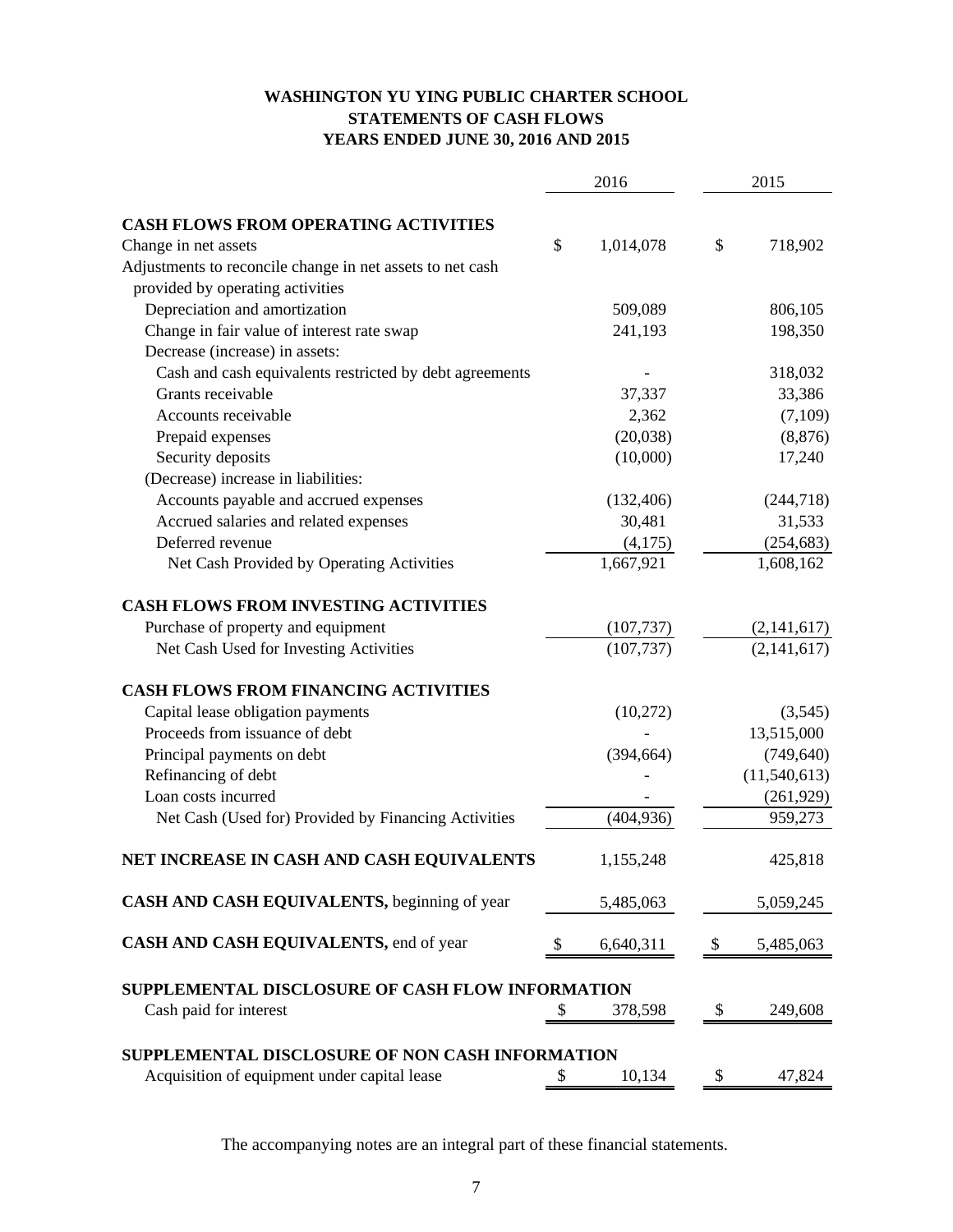# WASHINGTON YU YING PUBLIC CHARTER SCHOOL
## STATEMENTS OF CASH FLOWS
## YEARS ENDED JUNE 30, 2016 AND 2015

| | 2016 | 2015 |
|---|---|---|
| **CASH FLOWS FROM OPERATING ACTIVITIES** | | |
| Change in net assets | $ 1,014,078 | $ 718,902 |
| Adjustments to reconcile change in net assets to net cash provided by operating activities | | |
| Depreciation and amortization | 509,089 | 806,105 |
| Change in fair value of interest rate swap | 241,193 | 198,350 |
| Decrease (increase) in assets: | | |
| Cash and cash equivalents restricted by debt agreements | - | 318,032 |
| Grants receivable | 37,337 | 33,386 |
| Accounts receivable | 2,362 | (7,109) |
| Prepaid expenses | (20,038) | (8,876) |
| Security deposits | (10,000) | 17,240 |
| (Decrease) increase in liabilities: | | |
| Accounts payable and accrued expenses | (132,406) | (244,718) |
| Accrued salaries and related expenses | 30,481 | 31,533 |
| Deferred revenue | (4,175) | (254,683) |
| Net Cash Provided by Operating Activities | 1,667,921 | 1,608,162 |
| **CASH FLOWS FROM INVESTING ACTIVITIES** | | |
| Purchase of property and equipment | (107,737) | (2,141,617) |
| Net Cash Used for Investing Activities | (107,737) | (2,141,617) |
| **CASH FLOWS FROM FINANCING ACTIVITIES** | | |
| Capital lease obligation payments | (10,272) | (3,545) |
| Proceeds from issuance of debt | - | 13,515,000 |
| Principal payments on debt | (394,664) | (749,640) |
| Refinancing of debt | - | (11,540,613) |
| Loan costs incurred | - | (261,929) |
| Net Cash (Used for) Provided by Financing Activities | (404,936) | 959,273 |
| **NET INCREASE IN CASH AND CASH EQUIVALENTS** | 1,155,248 | 425,818 |
| **CASH AND CASH EQUIVALENTS,** beginning of year | 5,485,063 | 5,059,245 |
| **CASH AND CASH EQUIVALENTS,** end of year | $ 6,640,311 | $ 5,485,063 |
| **SUPPLEMENTAL DISCLOSURE OF CASH FLOW INFORMATION** | | |
| Cash paid for interest | $ 378,598 | $ 249,608 |
| **SUPPLEMENTAL DISCLOSURE OF NON CASH INFORMATION** | | |
| Acquisition of equipment under capital lease | $ 10,134 | $ 47,824 |

The accompanying notes are an integral part of these financial statements.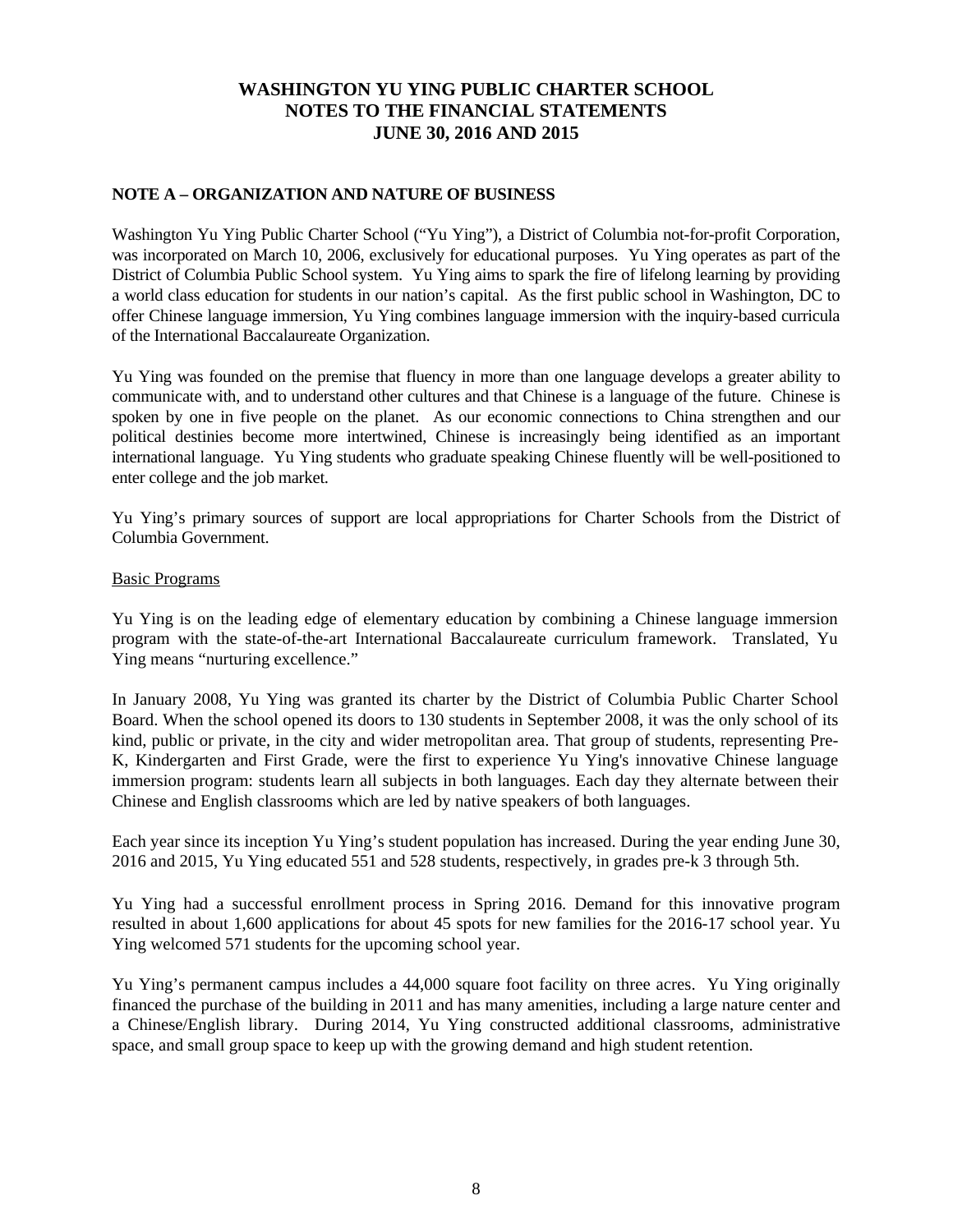# WASHINGTON YU YING PUBLIC CHARTER SCHOOL
# NOTES TO THE FINANCIAL STATEMENTS
# JUNE 30, 2016 AND 2015

## NOTE A – ORGANIZATION AND NATURE OF BUSINESS

Washington Yu Ying Public Charter School ("Yu Ying"), a District of Columbia not-for-profit Corporation, was incorporated on March 10, 2006, exclusively for educational purposes. Yu Ying operates as part of the District of Columbia Public School system. Yu Ying aims to spark the fire of lifelong learning by providing a world class education for students in our nation's capital. As the first public school in Washington, DC to offer Chinese language immersion, Yu Ying combines language immersion with the inquiry-based curricula of the International Baccalaureate Organization.

Yu Ying was founded on the premise that fluency in more than one language develops a greater ability to communicate with, and to understand other cultures and that Chinese is a language of the future. Chinese is spoken by one in five people on the planet. As our economic connections to China strengthen and our political destinies become more intertwined, Chinese is increasingly being identified as an important international language. Yu Ying students who graduate speaking Chinese fluently will be well-positioned to enter college and the job market.

Yu Ying's primary sources of support are local appropriations for Charter Schools from the District of Columbia Government.

Basic Programs

Yu Ying is on the leading edge of elementary education by combining a Chinese language immersion program with the state-of-the-art International Baccalaureate curriculum framework. Translated, Yu Ying means "nurturing excellence."

In January 2008, Yu Ying was granted its charter by the District of Columbia Public Charter School Board. When the school opened its doors to 130 students in September 2008, it was the only school of its kind, public or private, in the city and wider metropolitan area. That group of students, representing Pre-K, Kindergarten and First Grade, were the first to experience Yu Ying's innovative Chinese language immersion program: students learn all subjects in both languages. Each day they alternate between their Chinese and English classrooms which are led by native speakers of both languages.

Each year since its inception Yu Ying's student population has increased. During the year ending June 30, 2016 and 2015, Yu Ying educated 551 and 528 students, respectively, in grades pre-k 3 through 5th.

Yu Ying had a successful enrollment process in Spring 2016. Demand for this innovative program resulted in about 1,600 applications for about 45 spots for new families for the 2016-17 school year. Yu Ying welcomed 571 students for the upcoming school year.

Yu Ying's permanent campus includes a 44,000 square foot facility on three acres. Yu Ying originally financed the purchase of the building in 2011 and has many amenities, including a large nature center and a Chinese/English library. During 2014, Yu Ying constructed additional classrooms, administrative space, and small group space to keep up with the growing demand and high student retention.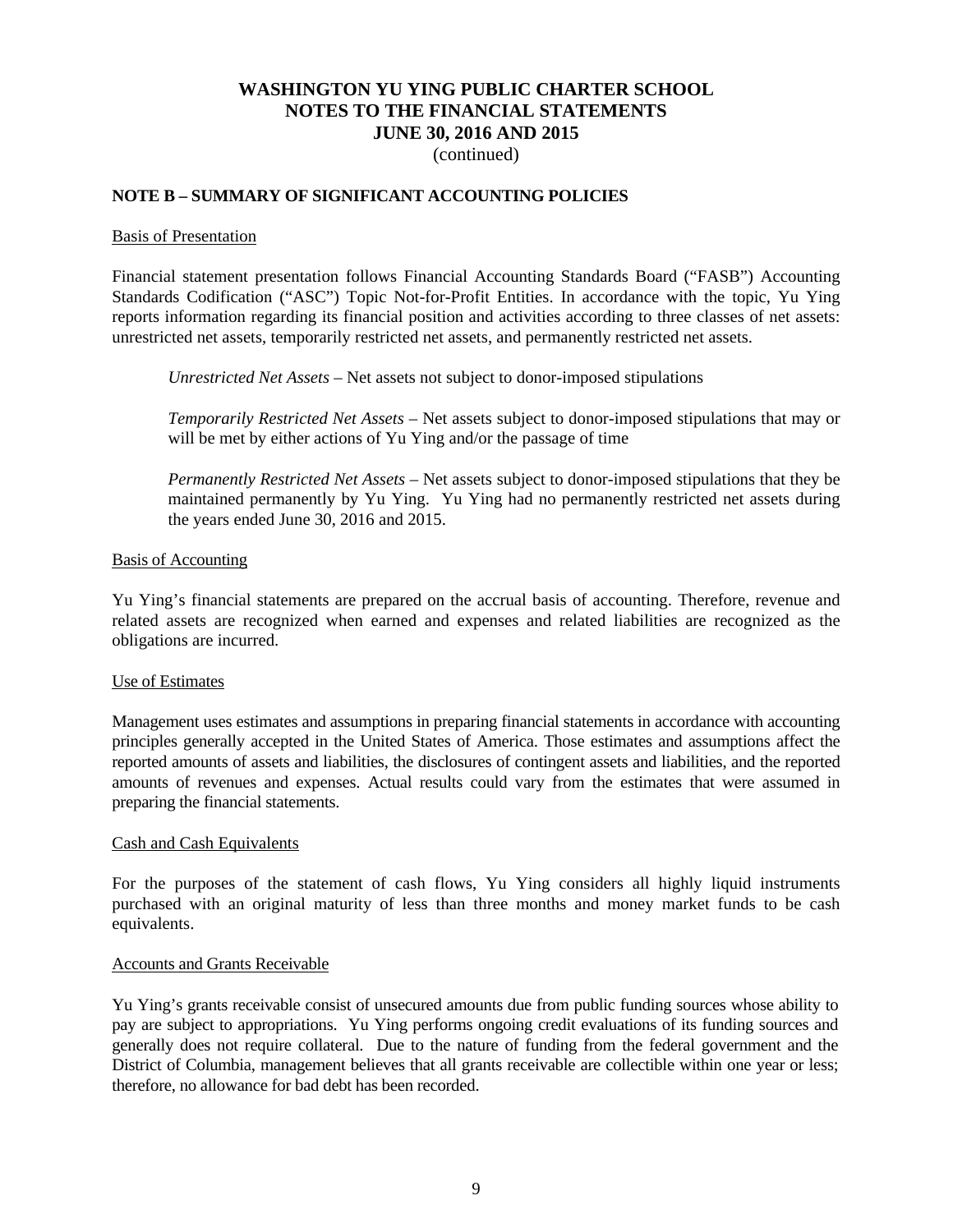## NOTE B – SUMMARY OF SIGNIFICANT ACCOUNTING POLICIES

Basis of Presentation

Financial statement presentation follows Financial Accounting Standards Board ("FASB") Accounting Standards Codification ("ASC") Topic Not-for-Profit Entities. In accordance with the topic, Yu Ying reports information regarding its financial position and activities according to three classes of net assets: unrestricted net assets, temporarily restricted net assets, and permanently restricted net assets.

*Unrestricted Net Assets* – Net assets not subject to donor-imposed stipulations

*Temporarily Restricted Net Assets* – Net assets subject to donor-imposed stipulations that may or will be met by either actions of Yu Ying and/or the passage of time

*Permanently Restricted Net Assets* – Net assets subject to donor-imposed stipulations that they be maintained permanently by Yu Ying. Yu Ying had no permanently restricted net assets during the years ended June 30, 2016 and 2015.

Basis of Accounting

Yu Ying's financial statements are prepared on the accrual basis of accounting. Therefore, revenue and related assets are recognized when earned and expenses and related liabilities are recognized as the obligations are incurred.

Use of Estimates

Management uses estimates and assumptions in preparing financial statements in accordance with accounting principles generally accepted in the United States of America. Those estimates and assumptions affect the reported amounts of assets and liabilities, the disclosures of contingent assets and liabilities, and the reported amounts of revenues and expenses. Actual results could vary from the estimates that were assumed in preparing the financial statements.

Cash and Cash Equivalents

For the purposes of the statement of cash flows, Yu Ying considers all highly liquid instruments purchased with an original maturity of less than three months and money market funds to be cash equivalents.

Accounts and Grants Receivable

Yu Ying's grants receivable consist of unsecured amounts due from public funding sources whose ability to pay are subject to appropriations. Yu Ying performs ongoing credit evaluations of its funding sources and generally does not require collateral. Due to the nature of funding from the federal government and the District of Columbia, management believes that all grants receivable are collectible within one year or less; therefore, no allowance for bad debt has been recorded.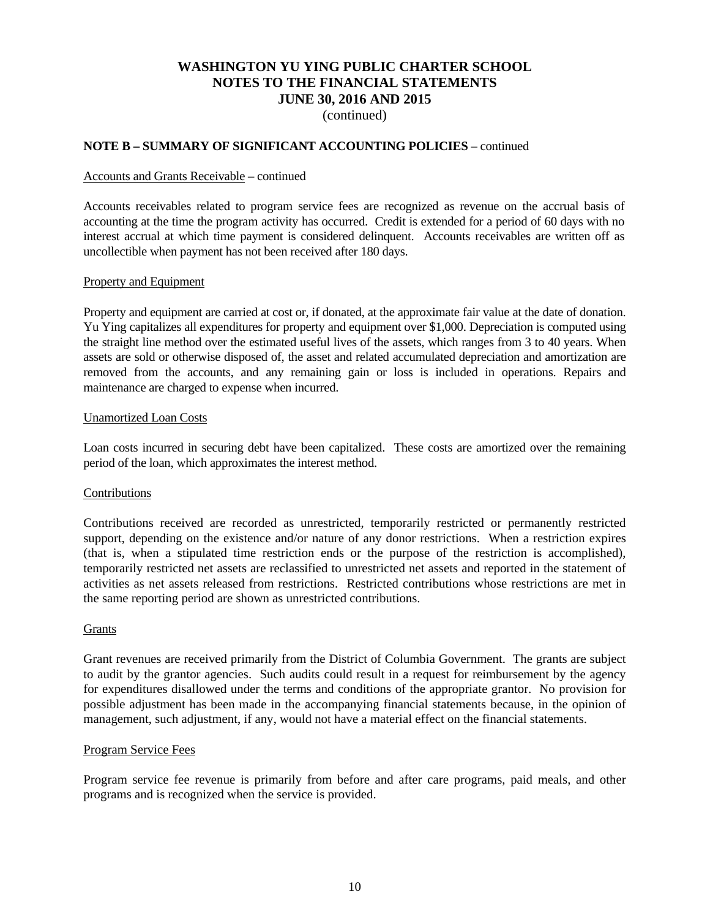# WASHINGTON YU YING PUBLIC CHARTER SCHOOL
## NOTES TO THE FINANCIAL STATEMENTS
## JUNE 30, 2016 AND 2015
(continued)

**NOTE B – SUMMARY OF SIGNIFICANT ACCOUNTING POLICIES** – continued

Accounts and Grants Receivable – continued

Accounts receivables related to program service fees are recognized as revenue on the accrual basis of accounting at the time the program activity has occurred. Credit is extended for a period of 60 days with no interest accrual at which time payment is considered delinquent. Accounts receivables are written off as uncollectible when payment has not been received after 180 days.

Property and Equipment

Property and equipment are carried at cost or, if donated, at the approximate fair value at the date of donation. Yu Ying capitalizes all expenditures for property and equipment over $1,000. Depreciation is computed using the straight line method over the estimated useful lives of the assets, which ranges from 3 to 40 years. When assets are sold or otherwise disposed of, the asset and related accumulated depreciation and amortization are removed from the accounts, and any remaining gain or loss is included in operations. Repairs and maintenance are charged to expense when incurred.

Unamortized Loan Costs

Loan costs incurred in securing debt have been capitalized. These costs are amortized over the remaining period of the loan, which approximates the interest method.

Contributions

Contributions received are recorded as unrestricted, temporarily restricted or permanently restricted support, depending on the existence and/or nature of any donor restrictions. When a restriction expires (that is, when a stipulated time restriction ends or the purpose of the restriction is accomplished), temporarily restricted net assets are reclassified to unrestricted net assets and reported in the statement of activities as net assets released from restrictions. Restricted contributions whose restrictions are met in the same reporting period are shown as unrestricted contributions.

Grants

Grant revenues are received primarily from the District of Columbia Government. The grants are subject to audit by the grantor agencies. Such audits could result in a request for reimbursement by the agency for expenditures disallowed under the terms and conditions of the appropriate grantor. No provision for possible adjustment has been made in the accompanying financial statements because, in the opinion of management, such adjustment, if any, would not have a material effect on the financial statements.

Program Service Fees

Program service fee revenue is primarily from before and after care programs, paid meals, and other programs and is recognized when the service is provided.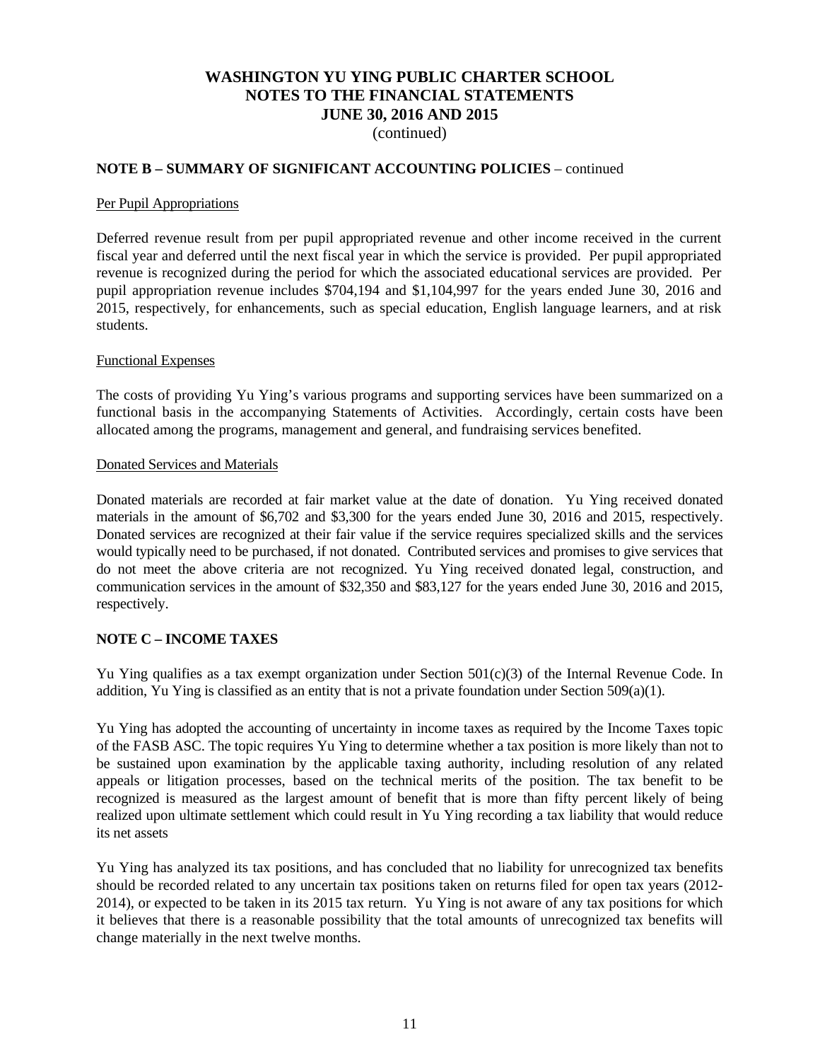# WASHINGTON YU YING PUBLIC CHARTER SCHOOL
## NOTES TO THE FINANCIAL STATEMENTS
## JUNE 30, 2016 AND 2015
(continued)

**NOTE B – SUMMARY OF SIGNIFICANT ACCOUNTING POLICIES** – continued

Per Pupil Appropriations

Deferred revenue result from per pupil appropriated revenue and other income received in the current fiscal year and deferred until the next fiscal year in which the service is provided. Per pupil appropriated revenue is recognized during the period for which the associated educational services are provided. Per pupil appropriation revenue includes $704,194 and $1,104,997 for the years ended June 30, 2016 and 2015, respectively, for enhancements, such as special education, English language learners, and at risk students.

Functional Expenses

The costs of providing Yu Ying's various programs and supporting services have been summarized on a functional basis in the accompanying Statements of Activities. Accordingly, certain costs have been allocated among the programs, management and general, and fundraising services benefited.

Donated Services and Materials

Donated materials are recorded at fair market value at the date of donation. Yu Ying received donated materials in the amount of $6,702 and $3,300 for the years ended June 30, 2016 and 2015, respectively. Donated services are recognized at their fair value if the service requires specialized skills and the services would typically need to be purchased, if not donated. Contributed services and promises to give services that do not meet the above criteria are not recognized. Yu Ying received donated legal, construction, and communication services in the amount of $32,350 and $83,127 for the years ended June 30, 2016 and 2015, respectively.

**NOTE C – INCOME TAXES**

Yu Ying qualifies as a tax exempt organization under Section 501(c)(3) of the Internal Revenue Code. In addition, Yu Ying is classified as an entity that is not a private foundation under Section 509(a)(1).

Yu Ying has adopted the accounting of uncertainty in income taxes as required by the Income Taxes topic of the FASB ASC. The topic requires Yu Ying to determine whether a tax position is more likely than not to be sustained upon examination by the applicable taxing authority, including resolution of any related appeals or litigation processes, based on the technical merits of the position. The tax benefit to be recognized is measured as the largest amount of benefit that is more than fifty percent likely of being realized upon ultimate settlement which could result in Yu Ying recording a tax liability that would reduce its net assets

Yu Ying has analyzed its tax positions, and has concluded that no liability for unrecognized tax benefits should be recorded related to any uncertain tax positions taken on returns filed for open tax years (2012-2014), or expected to be taken in its 2015 tax return. Yu Ying is not aware of any tax positions for which it believes that there is a reasonable possibility that the total amounts of unrecognized tax benefits will change materially in the next twelve months.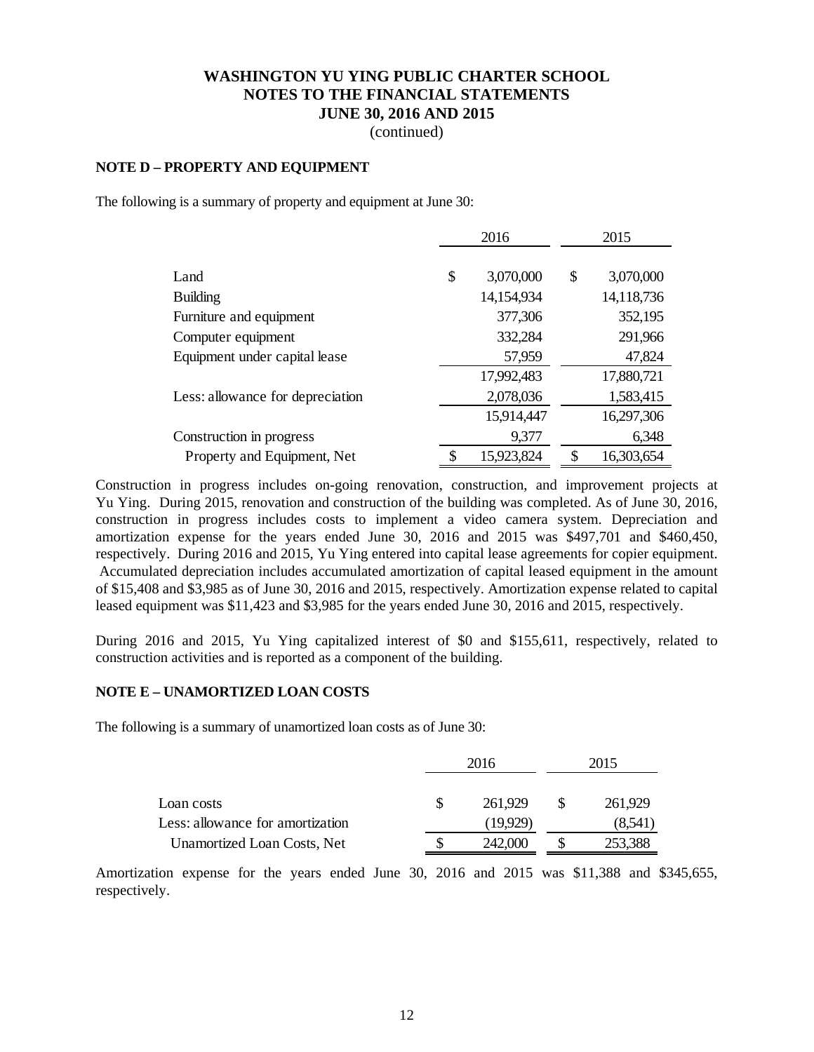# WASHINGTON YU YING PUBLIC CHARTER SCHOOL
# NOTES TO THE FINANCIAL STATEMENTS
# JUNE 30, 2016 AND 2015
(continued)

## NOTE D – PROPERTY AND EQUIPMENT

The following is a summary of property and equipment at June 30:

| | 2016 | 2015 |
|---|---|---|
| Land | $ 3,070,000 | $ 3,070,000 |
| Building | 14,154,934 | 14,118,736 |
| Furniture and equipment | 377,306 | 352,195 |
| Computer equipment | 332,284 | 291,966 |
| Equipment under capital lease | 57,959 | 47,824 |
| | 17,992,483 | 17,880,721 |
| Less: allowance for depreciation | 2,078,036 | 1,583,415 |
| | 15,914,447 | 16,297,306 |
| Construction in progress | 9,377 | 6,348 |
| Property and Equipment, Net | $ 15,923,824 | $ 16,303,654 |

Construction in progress includes on-going renovation, construction, and improvement projects at Yu Ying. During 2015, renovation and construction of the building was completed. As of June 30, 2016, construction in progress includes costs to implement a video camera system. Depreciation and amortization expense for the years ended June 30, 2016 and 2015 was $497,701 and $460,450, respectively. During 2016 and 2015, Yu Ying entered into capital lease agreements for copier equipment. Accumulated depreciation includes accumulated amortization of capital leased equipment in the amount of $15,408 and $3,985 as of June 30, 2016 and 2015, respectively. Amortization expense related to capital leased equipment was $11,423 and $3,985 for the years ended June 30, 2016 and 2015, respectively.

During 2016 and 2015, Yu Ying capitalized interest of $0 and $155,611, respectively, related to construction activities and is reported as a component of the building.

## NOTE E – UNAMORTIZED LOAN COSTS

The following is a summary of unamortized loan costs as of June 30:

| | 2016 | 2015 |
|---|---|---|
| Loan costs | $ 261,929 | $ 261,929 |
| Less: allowance for amortization | (19,929) | (8,541) |
| Unamortized Loan Costs, Net | $ 242,000 | $ 253,388 |

Amortization expense for the years ended June 30, 2016 and 2015 was $11,388 and $345,655, respectively.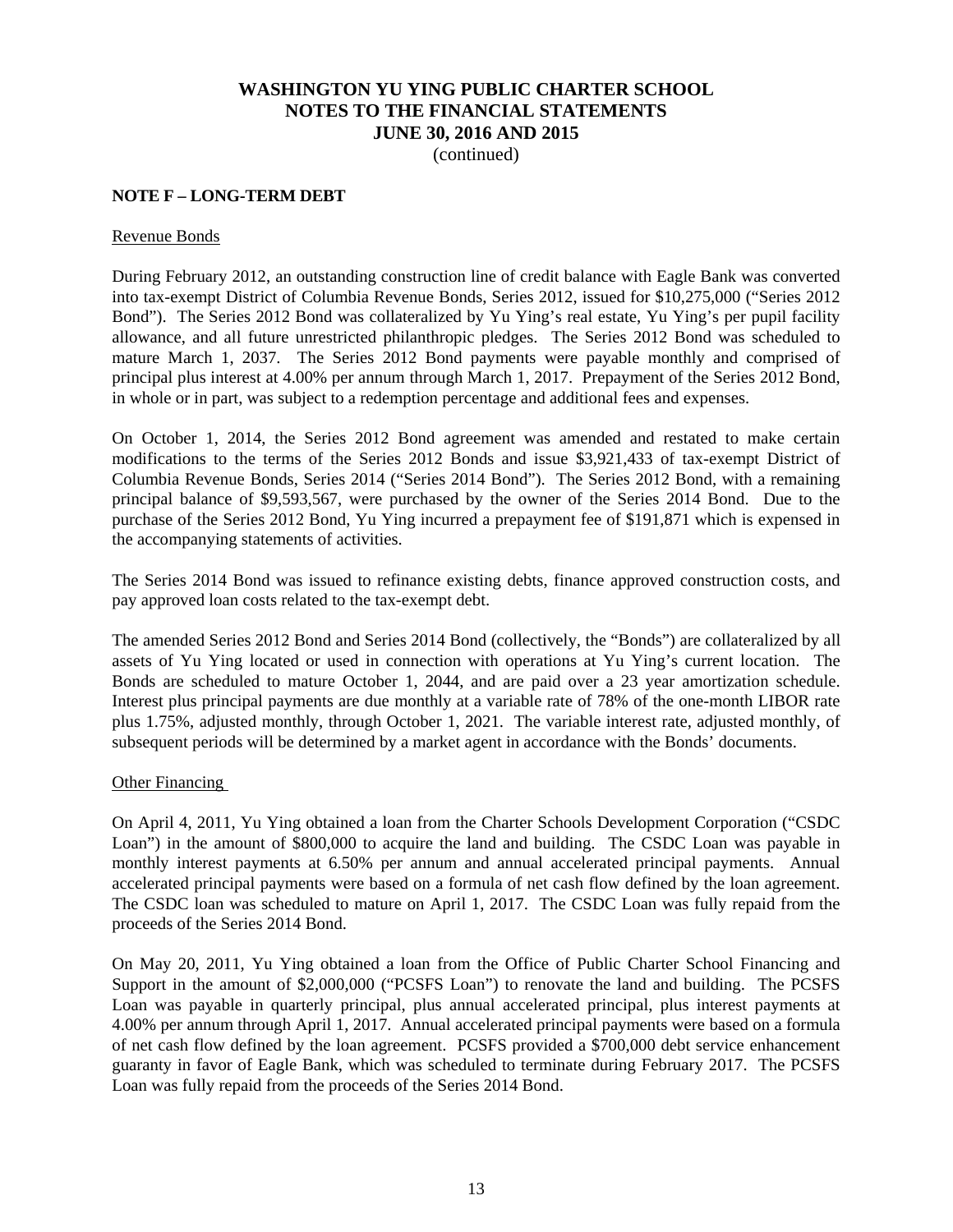**WASHINGTON YU YING PUBLIC CHARTER SCHOOL**
**NOTES TO THE FINANCIAL STATEMENTS**
**JUNE 30, 2016 AND 2015**
(continued)

**NOTE F – LONG-TERM DEBT**

Revenue Bonds

During February 2012, an outstanding construction line of credit balance with Eagle Bank was converted into tax-exempt District of Columbia Revenue Bonds, Series 2012, issued for $10,275,000 ("Series 2012 Bond"). The Series 2012 Bond was collateralized by Yu Ying's real estate, Yu Ying's per pupil facility allowance, and all future unrestricted philanthropic pledges. The Series 2012 Bond was scheduled to mature March 1, 2037. The Series 2012 Bond payments were payable monthly and comprised of principal plus interest at 4.00% per annum through March 1, 2017. Prepayment of the Series 2012 Bond, in whole or in part, was subject to a redemption percentage and additional fees and expenses.

On October 1, 2014, the Series 2012 Bond agreement was amended and restated to make certain modifications to the terms of the Series 2012 Bonds and issue $3,921,433 of tax-exempt District of Columbia Revenue Bonds, Series 2014 ("Series 2014 Bond"). The Series 2012 Bond, with a remaining principal balance of $9,593,567, were purchased by the owner of the Series 2014 Bond. Due to the purchase of the Series 2012 Bond, Yu Ying incurred a prepayment fee of $191,871 which is expensed in the accompanying statements of activities.

The Series 2014 Bond was issued to refinance existing debts, finance approved construction costs, and pay approved loan costs related to the tax-exempt debt.

The amended Series 2012 Bond and Series 2014 Bond (collectively, the "Bonds") are collateralized by all assets of Yu Ying located or used in connection with operations at Yu Ying's current location. The Bonds are scheduled to mature October 1, 2044, and are paid over a 23 year amortization schedule. Interest plus principal payments are due monthly at a variable rate of 78% of the one-month LIBOR rate plus 1.75%, adjusted monthly, through October 1, 2021. The variable interest rate, adjusted monthly, of subsequent periods will be determined by a market agent in accordance with the Bonds' documents.

Other Financing

On April 4, 2011, Yu Ying obtained a loan from the Charter Schools Development Corporation ("CSDC Loan") in the amount of $800,000 to acquire the land and building. The CSDC Loan was payable in monthly interest payments at 6.50% per annum and annual accelerated principal payments. Annual accelerated principal payments were based on a formula of net cash flow defined by the loan agreement. The CSDC loan was scheduled to mature on April 1, 2017. The CSDC Loan was fully repaid from the proceeds of the Series 2014 Bond.

On May 20, 2011, Yu Ying obtained a loan from the Office of Public Charter School Financing and Support in the amount of $2,000,000 ("PCSFS Loan") to renovate the land and building. The PCSFS Loan was payable in quarterly principal, plus annual accelerated principal, plus interest payments at 4.00% per annum through April 1, 2017. Annual accelerated principal payments were based on a formula of net cash flow defined by the loan agreement. PCSFS provided a $700,000 debt service enhancement guaranty in favor of Eagle Bank, which was scheduled to terminate during February 2017. The PCSFS Loan was fully repaid from the proceeds of the Series 2014 Bond.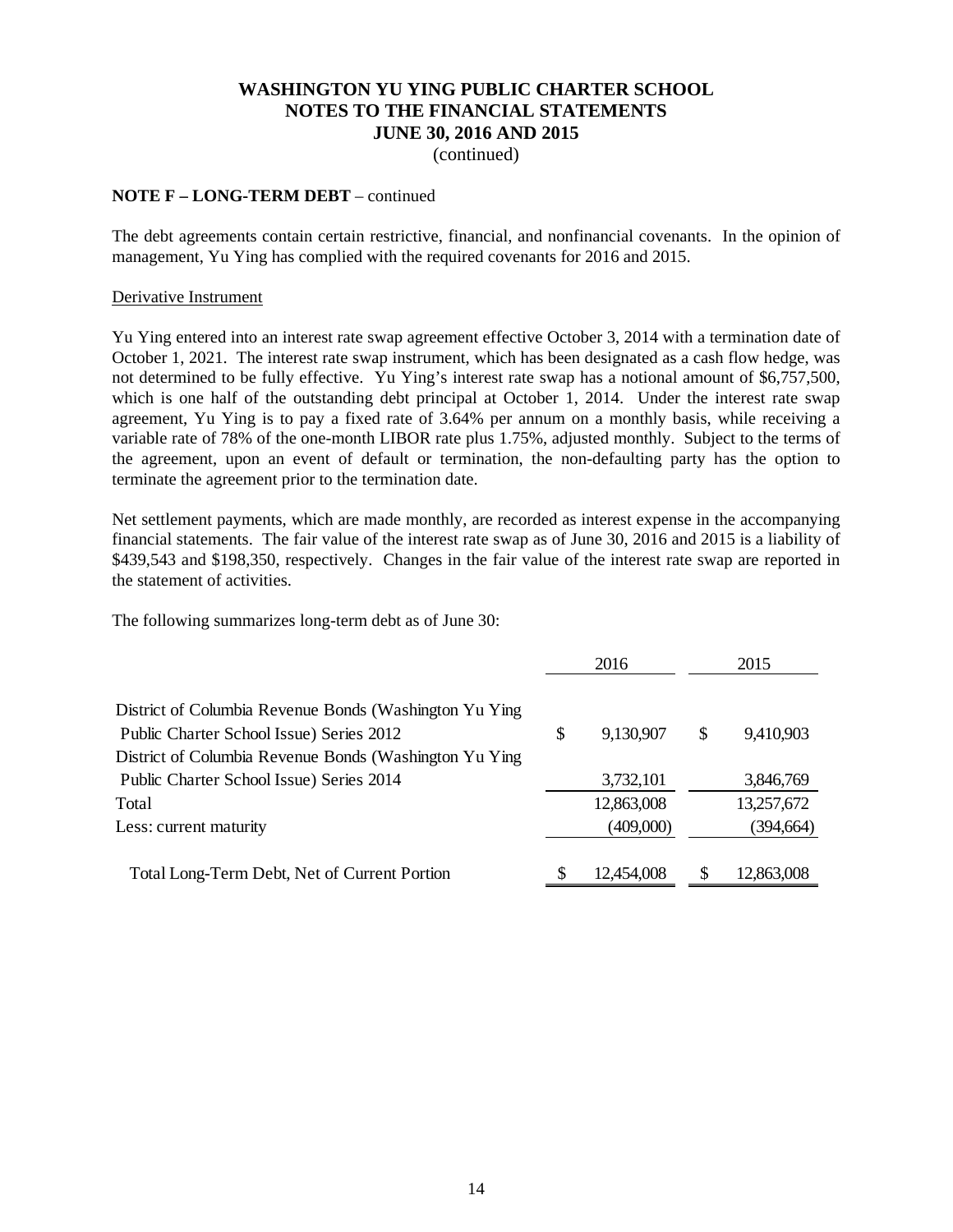# WASHINGTON YU YING PUBLIC CHARTER SCHOOL
## NOTES TO THE FINANCIAL STATEMENTS
## JUNE 30, 2016 AND 2015
(continued)

**NOTE F – LONG-TERM DEBT** – continued

The debt agreements contain certain restrictive, financial, and nonfinancial covenants. In the opinion of management, Yu Ying has complied with the required covenants for 2016 and 2015.

Derivative Instrument

Yu Ying entered into an interest rate swap agreement effective October 3, 2014 with a termination date of October 1, 2021. The interest rate swap instrument, which has been designated as a cash flow hedge, was not determined to be fully effective. Yu Ying's interest rate swap has a notional amount of $6,757,500, which is one half of the outstanding debt principal at October 1, 2014. Under the interest rate swap agreement, Yu Ying is to pay a fixed rate of 3.64% per annum on a monthly basis, while receiving a variable rate of 78% of the one-month LIBOR rate plus 1.75%, adjusted monthly. Subject to the terms of the agreement, upon an event of default or termination, the non-defaulting party has the option to terminate the agreement prior to the termination date.

Net settlement payments, which are made monthly, are recorded as interest expense in the accompanying financial statements. The fair value of the interest rate swap as of June 30, 2016 and 2015 is a liability of $439,543 and $198,350, respectively. Changes in the fair value of the interest rate swap are reported in the statement of activities.

The following summarizes long-term debt as of June 30:

| | 2016 | 2015 |
|---|---|---|
| District of Columbia Revenue Bonds (Washington Yu Ying Public Charter School Issue) Series 2012 | $ 9,130,907 | $ 9,410,903 |
| District of Columbia Revenue Bonds (Washington Yu Ying Public Charter School Issue) Series 2014 | 3,732,101 | 3,846,769 |
| Total | 12,863,008 | 13,257,672 |
| Less: current maturity | (409,000) | (394,664) |
| Total Long-Term Debt, Net of Current Portion | $ 12,454,008 | $ 12,863,008 |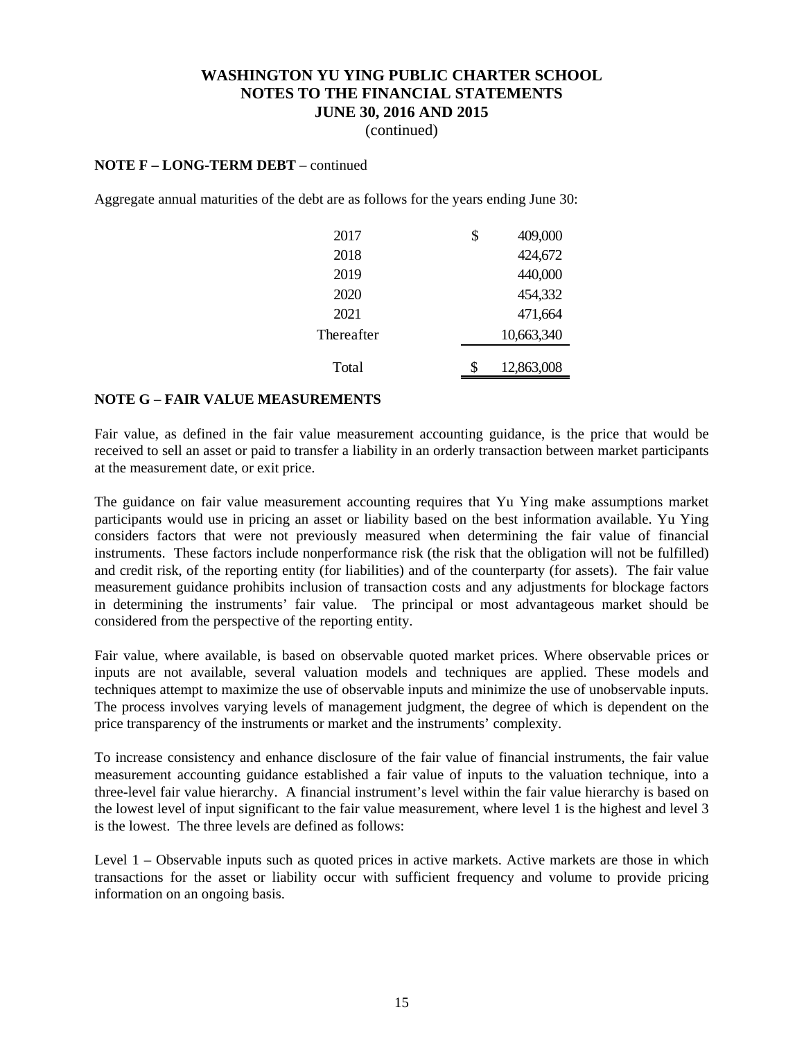**NOTE F – LONG-TERM DEBT** – continued

Aggregate annual maturities of the debt are as follows for the years ending June 30:

| | |
|---|---|
| 2017 | $ 409,000 |
| 2018 | 424,672 |
| 2019 | 440,000 |
| 2020 | 454,332 |
| 2021 | 471,664 |
| Thereafter | 10,663,340 |
| Total | $ 12,863,008 |

**NOTE G – FAIR VALUE MEASUREMENTS**

Fair value, as defined in the fair value measurement accounting guidance, is the price that would be received to sell an asset or paid to transfer a liability in an orderly transaction between market participants at the measurement date, or exit price.

The guidance on fair value measurement accounting requires that Yu Ying make assumptions market participants would use in pricing an asset or liability based on the best information available. Yu Ying considers factors that were not previously measured when determining the fair value of financial instruments. These factors include nonperformance risk (the risk that the obligation will not be fulfilled) and credit risk, of the reporting entity (for liabilities) and of the counterparty (for assets). The fair value measurement guidance prohibits inclusion of transaction costs and any adjustments for blockage factors in determining the instruments' fair value. The principal or most advantageous market should be considered from the perspective of the reporting entity.

Fair value, where available, is based on observable quoted market prices. Where observable prices or inputs are not available, several valuation models and techniques are applied. These models and techniques attempt to maximize the use of observable inputs and minimize the use of unobservable inputs. The process involves varying levels of management judgment, the degree of which is dependent on the price transparency of the instruments or market and the instruments' complexity.

To increase consistency and enhance disclosure of the fair value of financial instruments, the fair value measurement accounting guidance established a fair value of inputs to the valuation technique, into a three-level fair value hierarchy. A financial instrument's level within the fair value hierarchy is based on the lowest level of input significant to the fair value measurement, where level 1 is the highest and level 3 is the lowest. The three levels are defined as follows:

Level 1 – Observable inputs such as quoted prices in active markets. Active markets are those in which transactions for the asset or liability occur with sufficient frequency and volume to provide pricing information on an ongoing basis.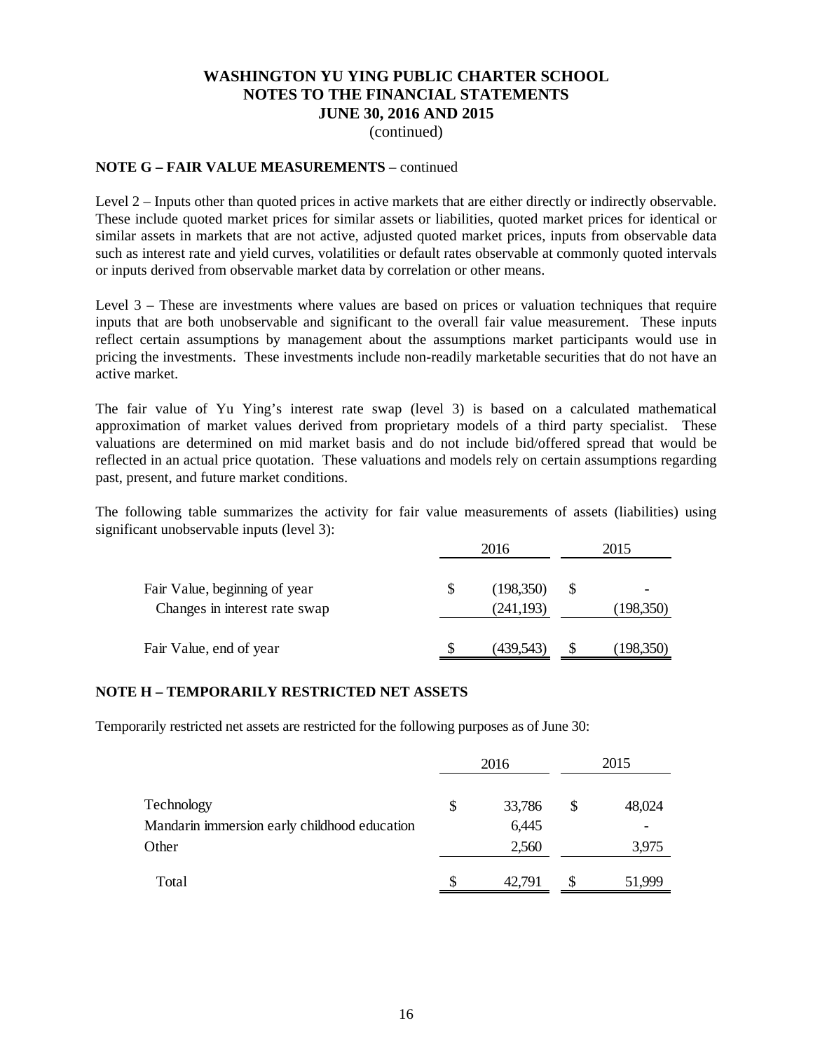## NOTE G – FAIR VALUE MEASUREMENTS – continued

Level 2 – Inputs other than quoted prices in active markets that are either directly or indirectly observable. These include quoted market prices for similar assets or liabilities, quoted market prices for identical or similar assets in markets that are not active, adjusted quoted market prices, inputs from observable data such as interest rate and yield curves, volatilities or default rates observable at commonly quoted intervals or inputs derived from observable market data by correlation or other means.

Level 3 – These are investments where values are based on prices or valuation techniques that require inputs that are both unobservable and significant to the overall fair value measurement. These inputs reflect certain assumptions by management about the assumptions market participants would use in pricing the investments. These investments include non-readily marketable securities that do not have an active market.

The fair value of Yu Ying's interest rate swap (level 3) is based on a calculated mathematical approximation of market values derived from proprietary models of a third party specialist. These valuations are determined on mid market basis and do not include bid/offered spread that would be reflected in an actual price quotation. These valuations and models rely on certain assumptions regarding past, present, and future market conditions.

The following table summarizes the activity for fair value measurements of assets (liabilities) using significant unobservable inputs (level 3):

| | 2016 | 2015 |
|---|---|---|
| Fair Value, beginning of year | $ (198,350) | $ - |
| Changes in interest rate swap | (241,193) | (198,350) |
| Fair Value, end of year | $ (439,543) | $ (198,350) |

## NOTE H – TEMPORARILY RESTRICTED NET ASSETS

Temporarily restricted net assets are restricted for the following purposes as of June 30:

| | 2016 | 2015 |
|---|---|---|
| Technology | $ 33,786 | $ 48,024 |
| Mandarin immersion early childhood education | 6,445 | - |
| Other | 2,560 | 3,975 |
| Total | $ 42,791 | $ 51,999 |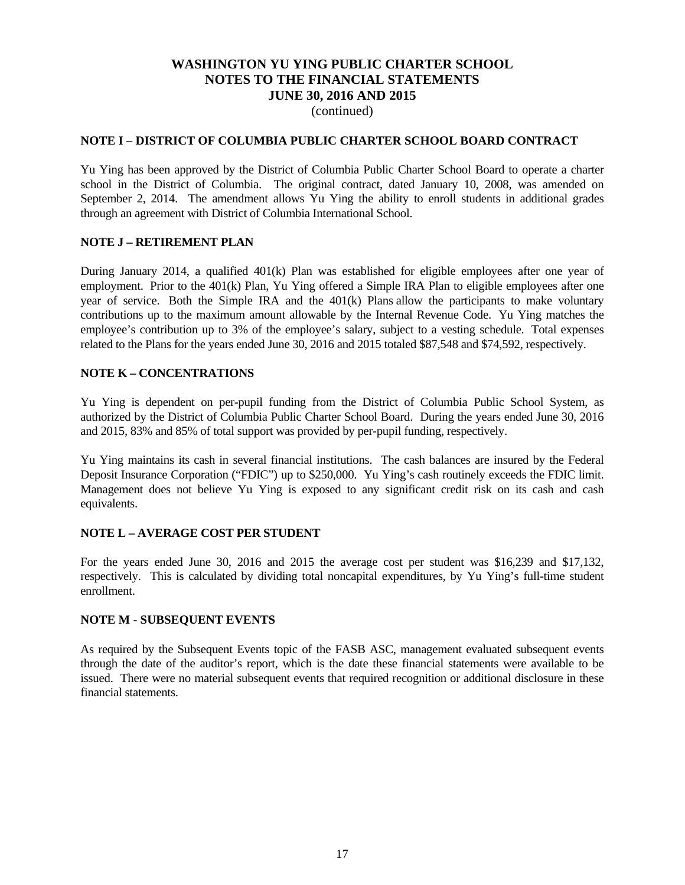**WASHINGTON YU YING PUBLIC CHARTER SCHOOL**
**NOTES TO THE FINANCIAL STATEMENTS**
**JUNE 30, 2016 AND 2015**
(continued)

## NOTE I – DISTRICT OF COLUMBIA PUBLIC CHARTER SCHOOL BOARD CONTRACT

Yu Ying has been approved by the District of Columbia Public Charter School Board to operate a charter school in the District of Columbia. The original contract, dated January 10, 2008, was amended on September 2, 2014. The amendment allows Yu Ying the ability to enroll students in additional grades through an agreement with District of Columbia International School.

## NOTE J – RETIREMENT PLAN

During January 2014, a qualified 401(k) Plan was established for eligible employees after one year of employment. Prior to the 401(k) Plan, Yu Ying offered a Simple IRA Plan to eligible employees after one year of service. Both the Simple IRA and the 401(k) Plans allow the participants to make voluntary contributions up to the maximum amount allowable by the Internal Revenue Code. Yu Ying matches the employee's contribution up to 3% of the employee's salary, subject to a vesting schedule. Total expenses related to the Plans for the years ended June 30, 2016 and 2015 totaled \$87,548 and \$74,592, respectively.

## NOTE K – CONCENTRATIONS

Yu Ying is dependent on per-pupil funding from the District of Columbia Public School System, as authorized by the District of Columbia Public Charter School Board. During the years ended June 30, 2016 and 2015, 83% and 85% of total support was provided by per-pupil funding, respectively.

Yu Ying maintains its cash in several financial institutions. The cash balances are insured by the Federal Deposit Insurance Corporation ("FDIC") up to \$250,000. Yu Ying's cash routinely exceeds the FDIC limit. Management does not believe Yu Ying is exposed to any significant credit risk on its cash and cash equivalents.

## NOTE L – AVERAGE COST PER STUDENT

For the years ended June 30, 2016 and 2015 the average cost per student was \$16,239 and \$17,132, respectively. This is calculated by dividing total noncapital expenditures, by Yu Ying's full-time student enrollment.

## NOTE M - SUBSEQUENT EVENTS

As required by the Subsequent Events topic of the FASB ASC, management evaluated subsequent events through the date of the auditor's report, which is the date these financial statements were available to be issued. There were no material subsequent events that required recognition or additional disclosure in these financial statements.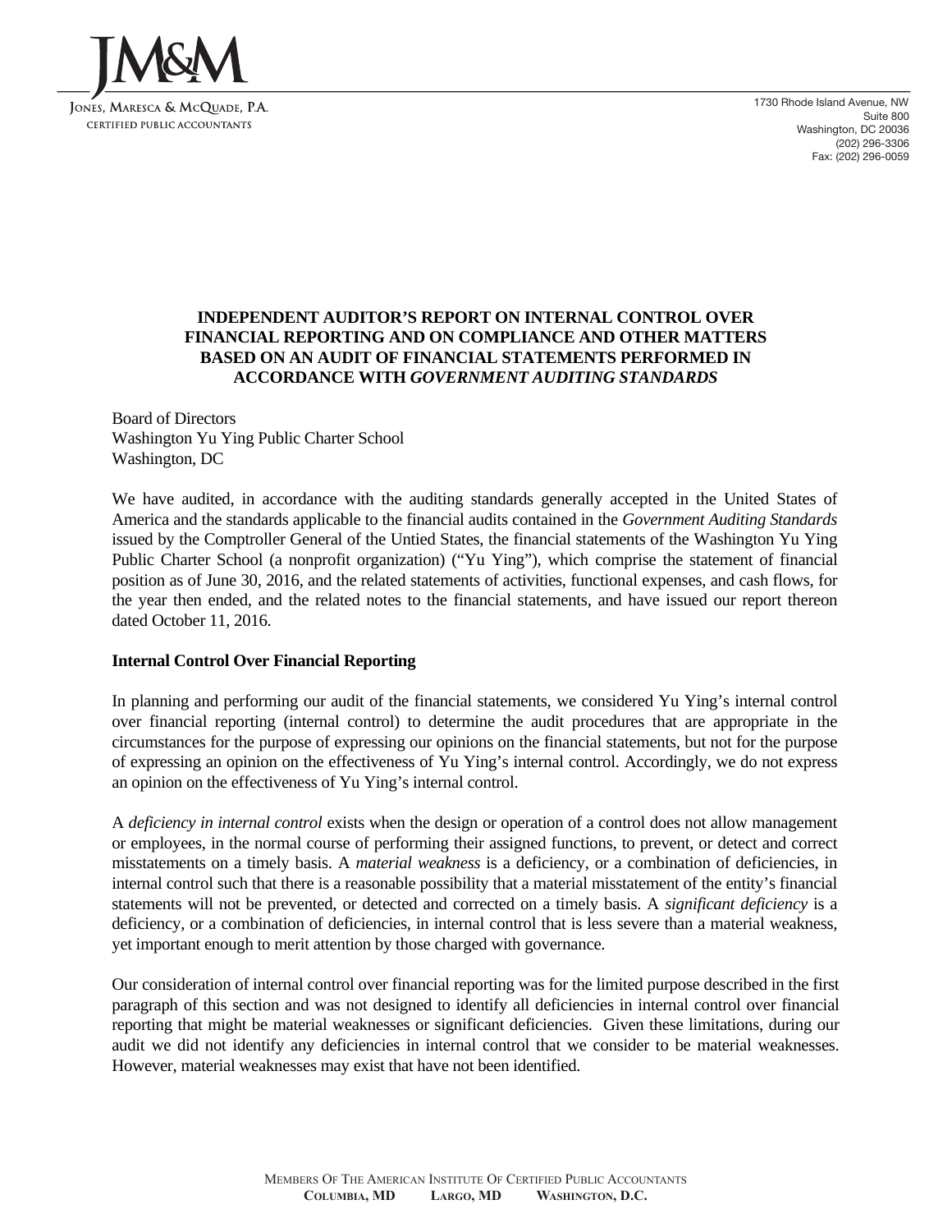JM&M

Jones, Maresca & McQuade, P.A.
certified public accountants

1730 Rhode Island Avenue, NW
Suite 800
Washington, DC 20036
(202) 296-3306
Fax: (202) 296-0059

## INDEPENDENT AUDITOR'S REPORT ON INTERNAL CONTROL OVER FINANCIAL REPORTING AND ON COMPLIANCE AND OTHER MATTERS BASED ON AN AUDIT OF FINANCIAL STATEMENTS PERFORMED IN ACCORDANCE WITH *GOVERNMENT AUDITING STANDARDS*

Board of Directors
Washington Yu Ying Public Charter School
Washington, DC

We have audited, in accordance with the auditing standards generally accepted in the United States of America and the standards applicable to the financial audits contained in the *Government Auditing Standards* issued by the Comptroller General of the Untied States, the financial statements of the Washington Yu Ying Public Charter School (a nonprofit organization) ("Yu Ying"), which comprise the statement of financial position as of June 30, 2016, and the related statements of activities, functional expenses, and cash flows, for the year then ended, and the related notes to the financial statements, and have issued our report thereon dated October 11, 2016.

**Internal Control Over Financial Reporting**

In planning and performing our audit of the financial statements, we considered Yu Ying's internal control over financial reporting (internal control) to determine the audit procedures that are appropriate in the circumstances for the purpose of expressing our opinions on the financial statements, but not for the purpose of expressing an opinion on the effectiveness of Yu Ying's internal control. Accordingly, we do not express an opinion on the effectiveness of Yu Ying's internal control.

A *deficiency in internal control* exists when the design or operation of a control does not allow management or employees, in the normal course of performing their assigned functions, to prevent, or detect and correct misstatements on a timely basis. A *material weakness* is a deficiency, or a combination of deficiencies, in internal control such that there is a reasonable possibility that a material misstatement of the entity's financial statements will not be prevented, or detected and corrected on a timely basis. A *significant deficiency* is a deficiency, or a combination of deficiencies, in internal control that is less severe than a material weakness, yet important enough to merit attention by those charged with governance.

Our consideration of internal control over financial reporting was for the limited purpose described in the first paragraph of this section and was not designed to identify all deficiencies in internal control over financial reporting that might be material weaknesses or significant deficiencies. Given these limitations, during our audit we did not identify any deficiencies in internal control that we consider to be material weaknesses. However, material weaknesses may exist that have not been identified.

Members Of The American Institute Of Certified Public Accountants
**Columbia, MD Largo, MD Washington, D.C.**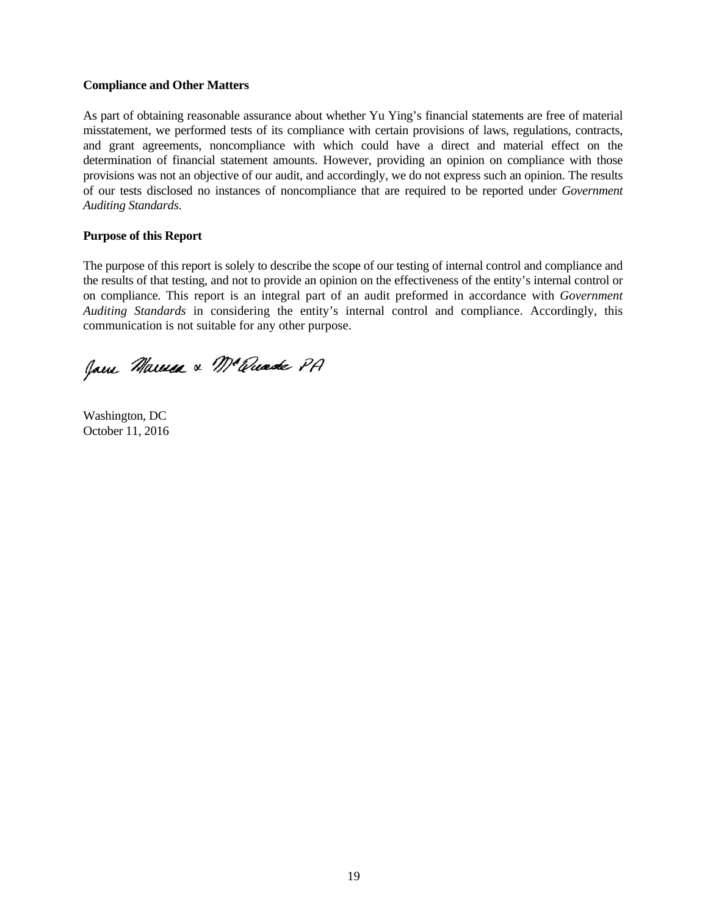**Compliance and Other Matters**

As part of obtaining reasonable assurance about whether Yu Ying's financial statements are free of material misstatement, we performed tests of its compliance with certain provisions of laws, regulations, contracts, and grant agreements, noncompliance with which could have a direct and material effect on the determination of financial statement amounts. However, providing an opinion on compliance with those provisions was not an objective of our audit, and accordingly, we do not express such an opinion. The results of our tests disclosed no instances of noncompliance that are required to be reported under *Government Auditing Standards*.

**Purpose of this Report**

The purpose of this report is solely to describe the scope of our testing of internal control and compliance and the results of that testing, and not to provide an opinion on the effectiveness of the entity's internal control or on compliance. This report is an integral part of an audit preformed in accordance with *Government Auditing Standards* in considering the entity's internal control and compliance. Accordingly, this communication is not suitable for any other purpose.

Jane Marusa & McQuade PA

Washington, DC
October 11, 2016